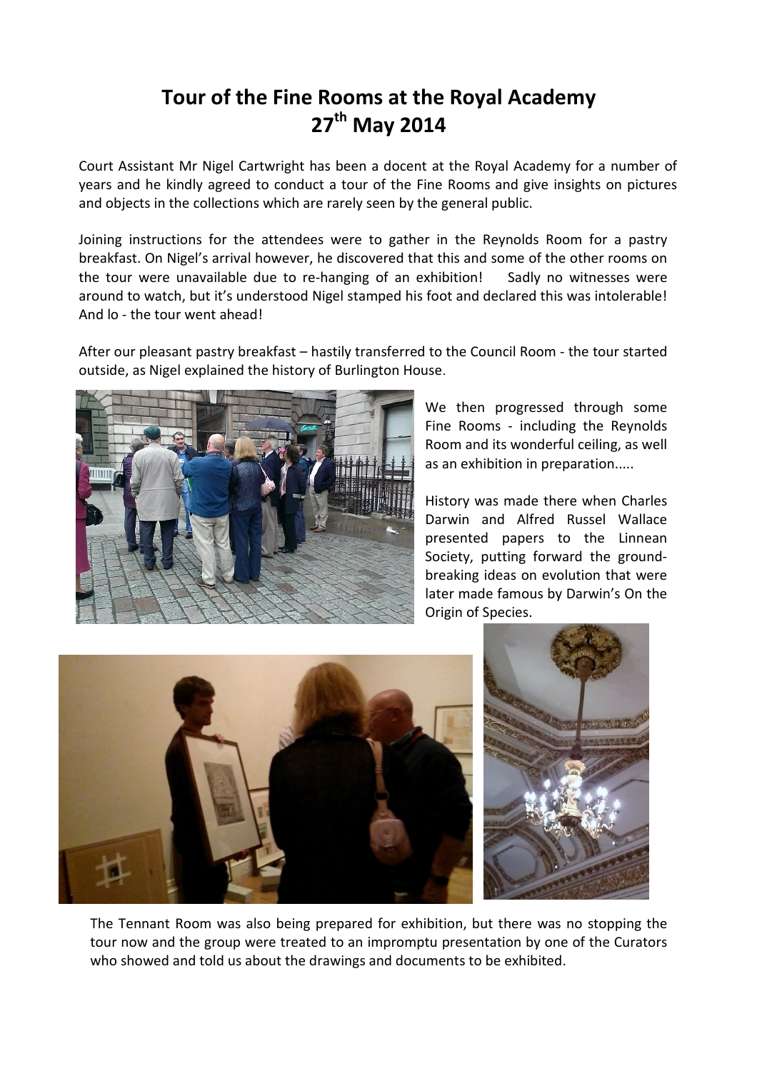# Tour of the Fine Rooms at the Royal Academy 27th May 2014

Court Assistant Mr Nigel Cartwright has been a docent at the Royal Academy for a number of years and he kindly agreed to conduct a tour of the Fine Rooms and give insights on pictures and objects in the collections which are rarely seen by the general public.

Joining instructions for the attendees were to gather in the Reynolds Room for a pastry breakfast. On Nigel's arrival however, he discovered that this and some of the other rooms on the tour were unavailable due to re-hanging of an exhibition! Sadly no witnesses were around to watch, but it's understood Nigel stamped his foot and declared this was intolerable! And lo - the tour went ahead!

After our pleasant pastry breakfast – hastily transferred to the Council Room - the tour started outside, as Nigel explained the history of Burlington House.

We then progressed through some Fine Rooms - including the Reynolds Room and its wonderful ceiling, as well as an exhibition in preparation.....

History was made there when Charles Darwin and Alfred Russel Wallace presented papers to the Linnean Society, putting forward the ground-breaking ideas on evolution that were later made famous by Darwin's On the Origin of Species.

The Tennant Room was also being prepared for exhibition, but there was no stopping the tour now and the group were treated to an impromptu presentation by one of the Curators who showed and told us about the drawings and documents to be exhibited.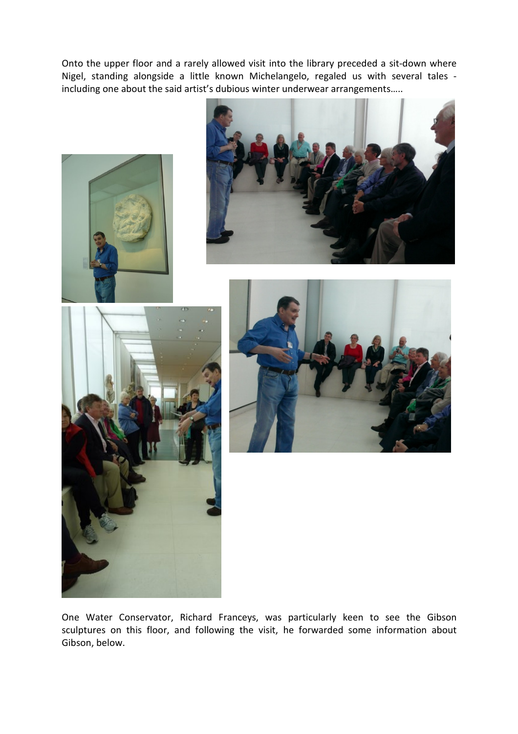Onto the upper floor and a rarely allowed visit into the library preceded a sit-down where Nigel, standing alongside a little known Michelangelo, regaled us with several tales - including one about the said artist's dubious winter underwear arrangements…..

One Water Conservator, Richard Franceys, was particularly keen to see the Gibson sculptures on this floor, and following the visit, he forwarded some information about Gibson, below.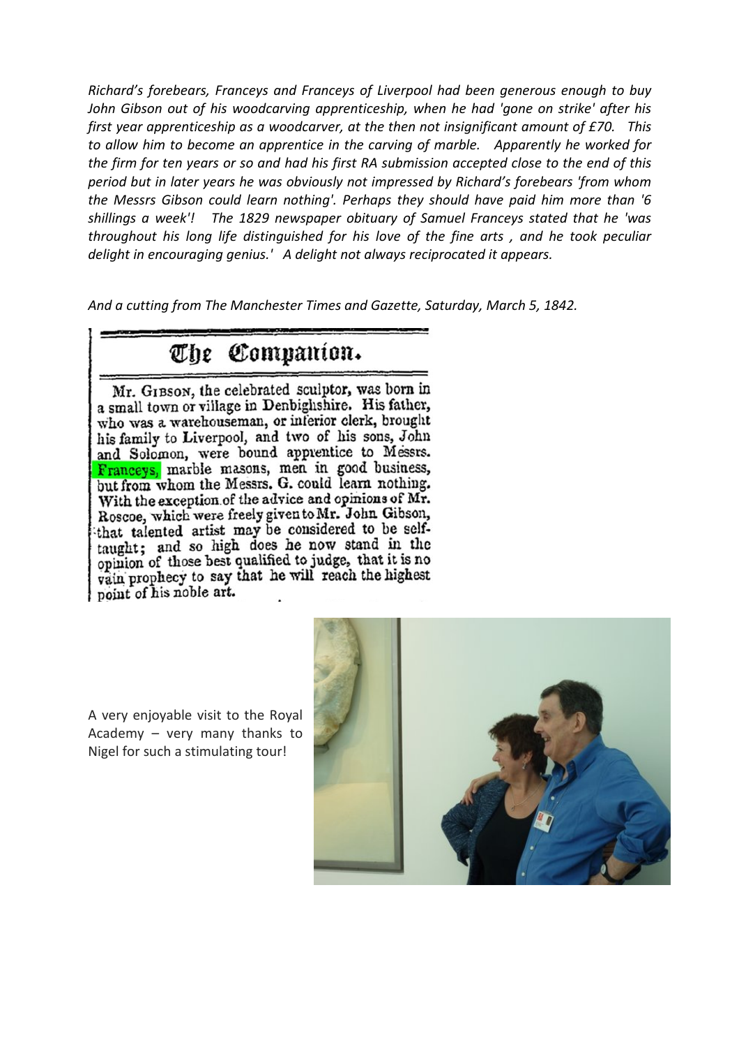*Richard's forebears, Franceys and Franceys of Liverpool had been generous enough to buy John Gibson out of his woodcarving apprenticeship, when he had 'gone on strike' after his first year apprenticeship as a woodcarver, at the then not insignificant amount of £70. This to allow him to become an apprentice in the carving of marble. Apparently he worked for the firm for ten years or so and had his first RA submission accepted close to the end of this period but in later years he was obviously not impressed by Richard's forebears 'from whom the Messrs Gibson could learn nothing'. Perhaps they should have paid him more than '6 shillings a week'! The 1829 newspaper obituary of Samuel Franceys stated that he 'was throughout his long life distinguished for his love of the fine arts , and he took peculiar delight in encouraging genius.' A delight not always reciprocated it appears.*

*And a cutting from The Manchester Times and Gazette, Saturday, March 5, 1842.*

## The Companion.

Mr. GIBSON, the celebrated sculptor, was born in a small town or village in Denbighshire. His father, who was a warehouseman, or inferior clerk, brought his family to Liverpool, and two of his sons, John and Solomon, were bound apprentice to Messrs. Franceys, marble masons, men in good business, but from whom the Messrs. G. could learn nothing. With the exception of the advice and opinions of Mr. Roscoe, which were freely given to Mr. John Gibson, that talented artist may be considered to be self-taught; and so high does he now stand in the opinion of those best qualified to judge, that it is no vain prophecy to say that he will reach the highest point of his noble art.

A very enjoyable visit to the Royal Academy – very many thanks to Nigel for such a stimulating tour!